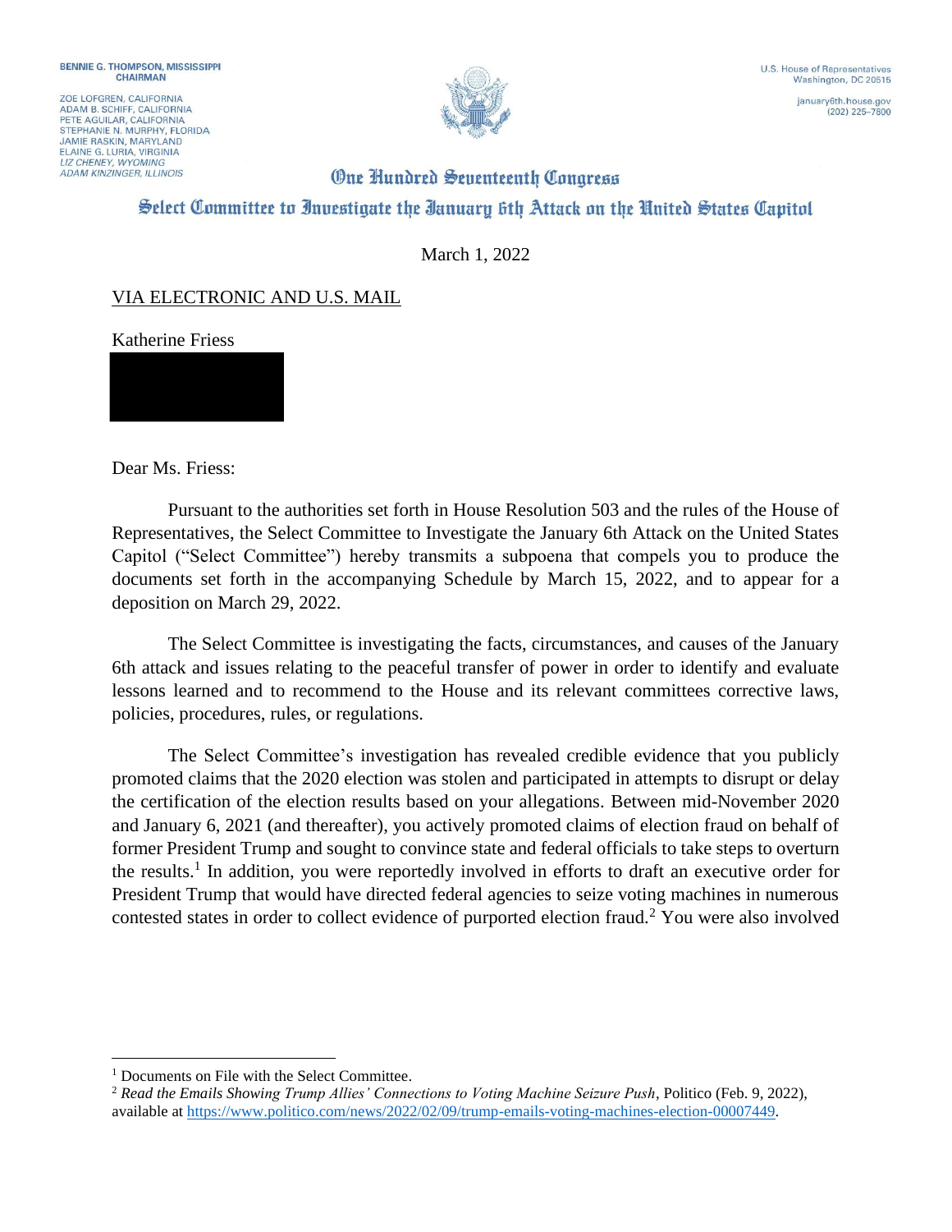BENNIE G. THOMPSON, MISSISSIPPI
CHAIRMAN

ZOE LOFGREN, CALIFORNIA
ADAM B. SCHIFF, CALIFORNIA
PETE AGUILAR, CALIFORNIA
STEPHANIE N. MURPHY, FLORIDA
JAMIE RASKIN, MARYLAND
ELAINE G. LURIA, VIRGINIA
*LIZ CHENEY, WYOMING*
*ADAM KINZINGER, ILLINOIS*

U.S. House of Representatives
Washington, DC 20515

january6th.house.gov
(202) 225–7800

# One Hundred Seventeenth Congress

## Select Committee to Investigate the January 6th Attack on the United States Capitol

March 1, 2022

VIA ELECTRONIC AND U.S. MAIL

Katherine Friess

Dear Ms. Friess:

Pursuant to the authorities set forth in House Resolution 503 and the rules of the House of Representatives, the Select Committee to Investigate the January 6th Attack on the United States Capitol ("Select Committee") hereby transmits a subpoena that compels you to produce the documents set forth in the accompanying Schedule by March 15, 2022, and to appear for a deposition on March 29, 2022.

The Select Committee is investigating the facts, circumstances, and causes of the January 6th attack and issues relating to the peaceful transfer of power in order to identify and evaluate lessons learned and to recommend to the House and its relevant committees corrective laws, policies, procedures, rules, or regulations.

The Select Committee's investigation has revealed credible evidence that you publicly promoted claims that the 2020 election was stolen and participated in attempts to disrupt or delay the certification of the election results based on your allegations. Between mid-November 2020 and January 6, 2021 (and thereafter), you actively promoted claims of election fraud on behalf of former President Trump and sought to convince state and federal officials to take steps to overturn the results.[1] In addition, you were reportedly involved in efforts to draft an executive order for President Trump that would have directed federal agencies to seize voting machines in numerous contested states in order to collect evidence of purported election fraud.[2] You were also involved

[1] Documents on File with the Select Committee.

[2] *Read the Emails Showing Trump Allies' Connections to Voting Machine Seizure Push*, Politico (Feb. 9, 2022), available at https://www.politico.com/news/2022/02/09/trump-emails-voting-machines-election-00007449.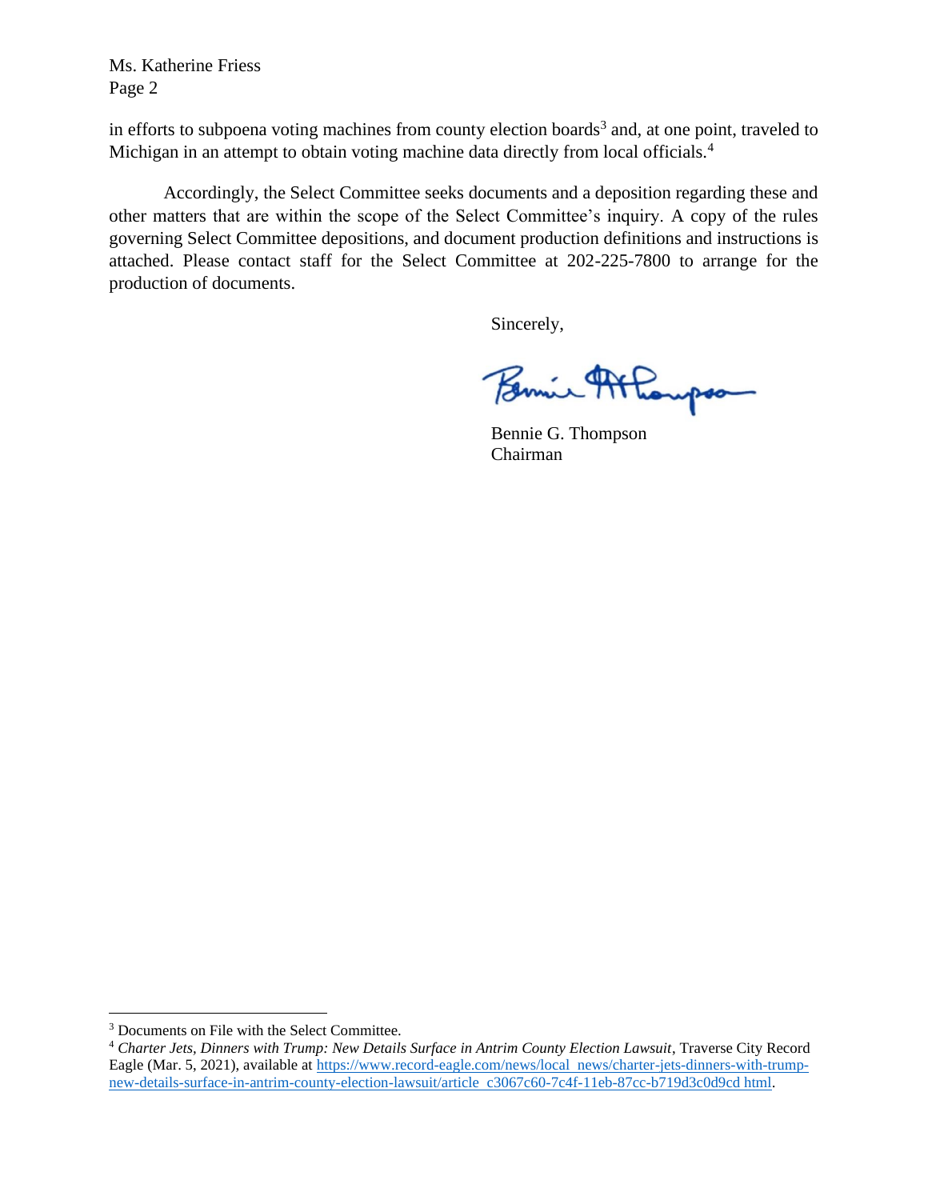Ms. Katherine Friess

in efforts to subpoena voting machines from county election boards[3] and, at one point, traveled to Michigan in an attempt to obtain voting machine data directly from local officials.[4]

Accordingly, the Select Committee seeks documents and a deposition regarding these and other matters that are within the scope of the Select Committee's inquiry. A copy of the rules governing Select Committee depositions, and document production definitions and instructions is attached. Please contact staff for the Select Committee at 202-225-7800 to arrange for the production of documents.

Sincerely,

Bennie G. Thompson
Chairman

---

[3] Documents on File with the Select Committee.

[4] *Charter Jets, Dinners with Trump: New Details Surface in Antrim County Election Lawsuit*, Traverse City Record Eagle (Mar. 5, 2021), available at https://www.record-eagle.com/news/local_news/charter-jets-dinners-with-trump-new-details-surface-in-antrim-county-election-lawsuit/article_c3067c60-7c4f-11eb-87cc-b719d3c0d9cd.html.